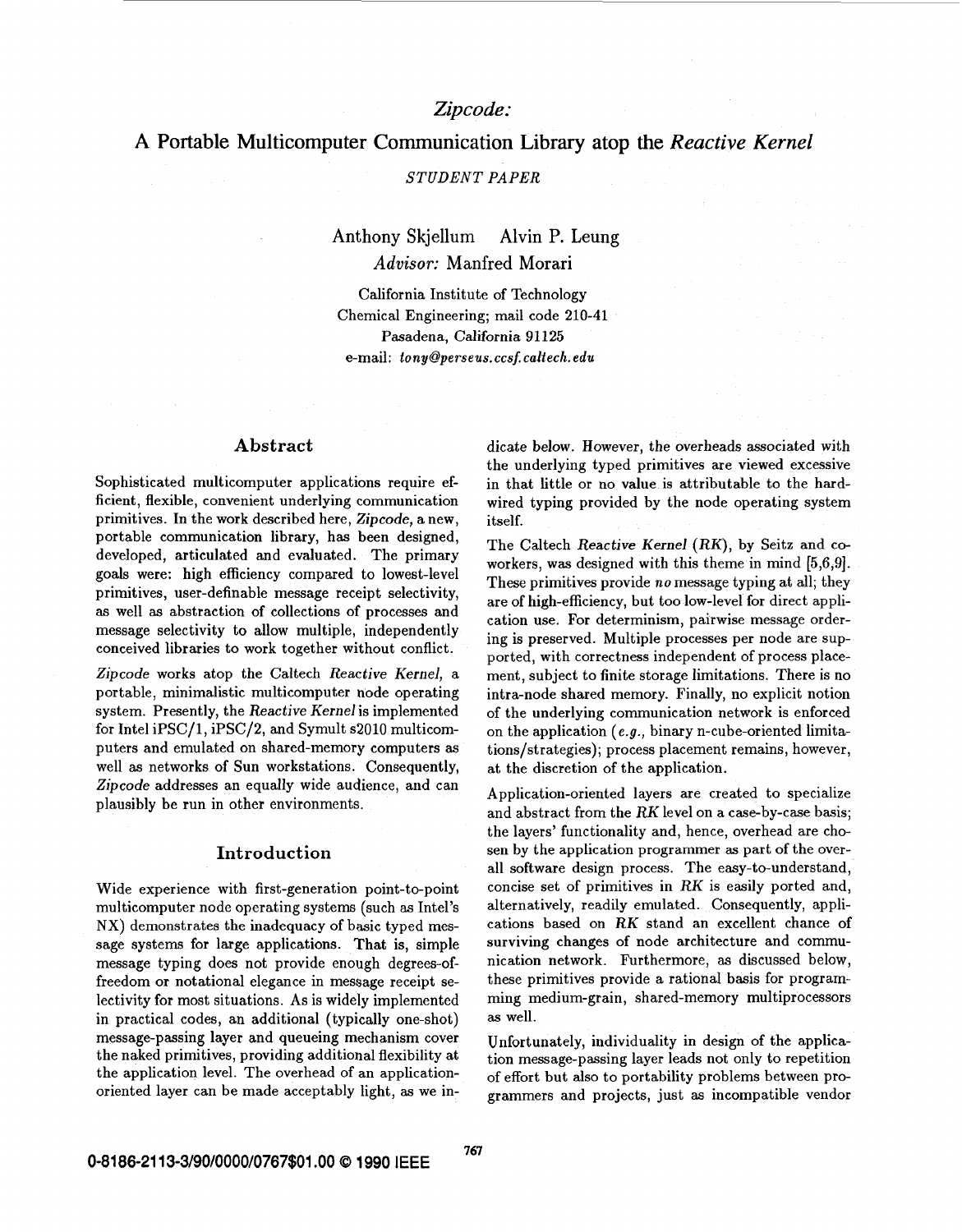# *Zipcode:*

# A Portable Multicomputer Communication Library atop the *Reactive Kernel*

*STUDENT PAPER*

Anthony Skjellum  Alvin P. Leung
*Advisor:* Manfred Morari

California Institute of Technology
Chemical Engineering; mail code 210-41
Pasadena, California 91125
e-mail: *tony@perseus.ccsf.caltech.edu*

## Abstract

Sophisticated multicomputer applications require efficient, flexible, convenient underlying communication primitives. In the work described here, *Zipcode,* a new, portable communication library, has been designed, developed, articulated and evaluated. The primary goals were: high efficiency compared to lowest-level primitives, user-definable message receipt selectivity, as well as abstraction of collections of processes and message selectivity to allow multiple, independently conceived libraries to work together without conflict.

*Zipcode* works atop the Caltech *Reactive Kernel,* a portable, minimalistic multicomputer node operating system. Presently, the *Reactive Kernel* is implemented for Intel iPSC/1, iPSC/2, and Symult s2010 multicomputers and emulated on shared-memory computers as well as networks of Sun workstations. Consequently, *Zipcode* addresses an equally wide audience, and can plausibly be run in other environments.

## Introduction

Wide experience with first-generation point-to-point multicomputer node operating systems (such as Intel's NX) demonstrates the inadequacy of basic typed message systems for large applications. That is, simple message typing does not provide enough degrees-of-freedom or notational elegance in message receipt selectivity for most situations. As is widely implemented in practical codes, an additional (typically one-shot) message-passing layer and queueing mechanism cover the naked primitives, providing additional flexibility at the application level. The overhead of an application-oriented layer can be made acceptably light, as we indicate below. However, the overheads associated with the underlying typed primitives are viewed excessive in that little or no value is attributable to the hard-wired typing provided by the node operating system itself.

The Caltech *Reactive Kernel* (*RK*), by Seitz and co-workers, was designed with this theme in mind [5,6,9]. These primitives provide *no* message typing at all; they are of high-efficiency, but too low-level for direct application use. For determinism, pairwise message ordering is preserved. Multiple processes per node are supported, with correctness independent of process placement, subject to finite storage limitations. There is no intra-node shared memory. Finally, no explicit notion of the underlying communication network is enforced on the application (*e.g.,* binary n-cube-oriented limitations/strategies); process placement remains, however, at the discretion of the application.

Application-oriented layers are created to specialize and abstract from the *RK* level on a case-by-case basis; the layers' functionality and, hence, overhead are chosen by the application programmer as part of the overall software design process. The easy-to-understand, concise set of primitives in *RK* is easily ported and, alternatively, readily emulated. Consequently, applications based on *RK* stand an excellent chance of surviving changes of node architecture and communication network. Furthermore, as discussed below, these primitives provide a rational basis for programming medium-grain, shared-memory multiprocessors as well.

Unfortunately, individuality in design of the application message-passing layer leads not only to repetition of effort but also to portability problems between programmers and projects, just as incompatible vendor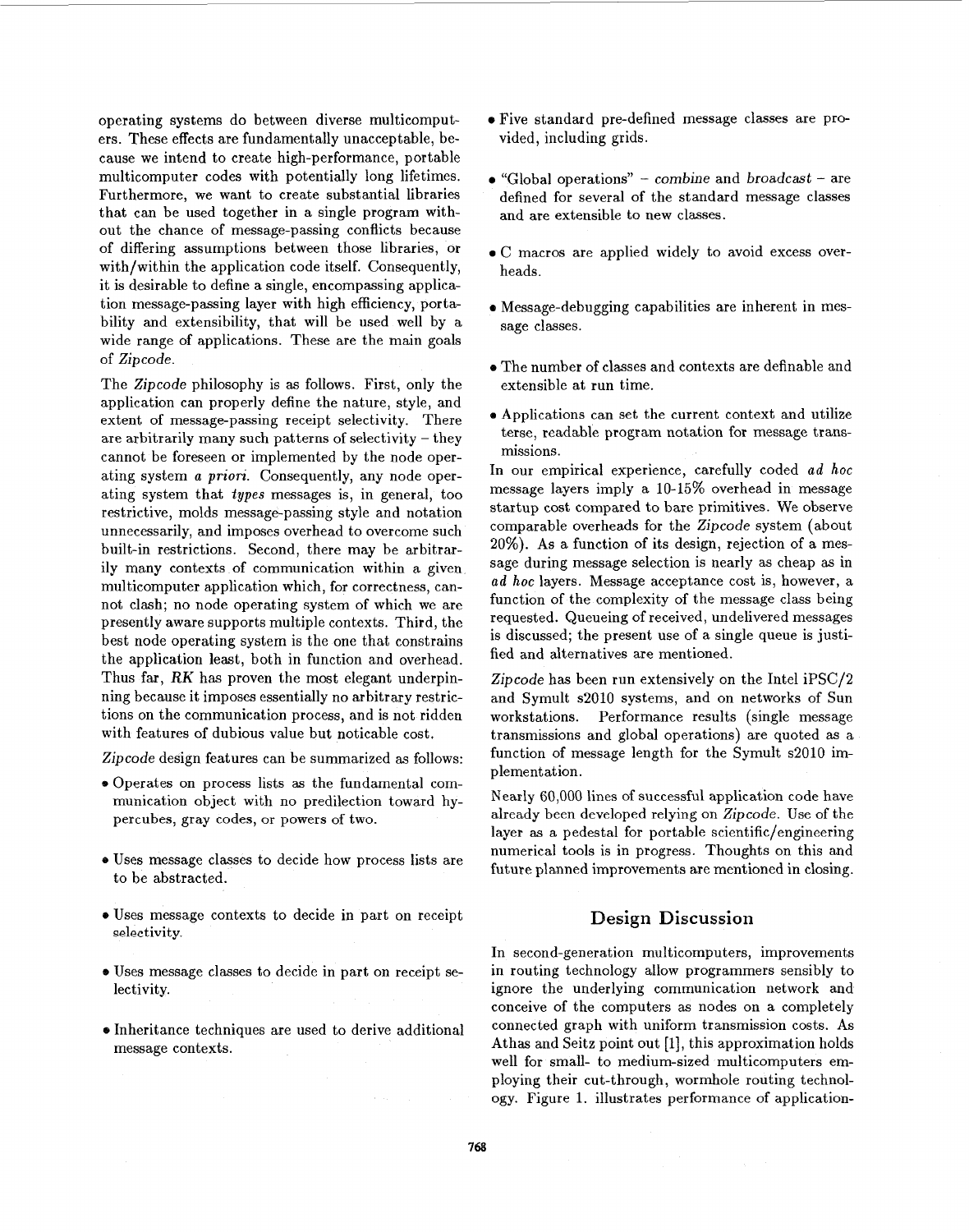operating systems do between diverse multicomputers. These effects are fundamentally unacceptable, because we intend to create high-performance, portable multicomputer codes with potentially long lifetimes. Furthermore, we want to create substantial libraries that can be used together in a single program without the chance of message-passing conflicts because of differing assumptions between those libraries, or with/within the application code itself. Consequently, it is desirable to define a single, encompassing application message-passing layer with high efficiency, portability and extensibility, that will be used well by a wide range of applications. These are the main goals of *Zipcode*.

The *Zipcode* philosophy is as follows. First, only the application can properly define the nature, style, and extent of message-passing receipt selectivity. There are arbitrarily many such patterns of selectivity – they cannot be foreseen or implemented by the node operating system *a priori*. Consequently, any node operating system that *types* messages is, in general, too restrictive, molds message-passing style and notation unnecessarily, and imposes overhead to overcome such built-in restrictions. Second, there may be arbitrarily many contexts of communication within a given multicomputer application which, for correctness, cannot clash; no node operating system of which we are presently aware supports multiple contexts. Third, the best node operating system is the one that constrains the application least, both in function and overhead. Thus far, *RK* has proven the most elegant underpinning because it imposes essentially no arbitrary restrictions on the communication process, and is not ridden with features of dubious value but noticable cost.

*Zipcode* design features can be summarized as follows:

- Operates on process lists as the fundamental communication object with no predilection toward hypercubes, gray codes, or powers of two.
- Uses message classes to decide how process lists are to be abstracted.
- Uses message contexts to decide in part on receipt selectivity.
- Uses message classes to decide in part on receipt selectivity.
- Inheritance techniques are used to derive additional message contexts.
- Five standard pre-defined message classes are provided, including grids.
- "Global operations" – *combine* and *broadcast* – are defined for several of the standard message classes and are extensible to new classes.
- C macros are applied widely to avoid excess overheads.
- Message-debugging capabilities are inherent in message classes.
- The number of classes and contexts are definable and extensible at run time.
- Applications can set the current context and utilize terse, readable program notation for message transmissions.

In our empirical experience, carefully coded *ad hoc* message layers imply a 10-15% overhead in message startup cost compared to bare primitives. We observe comparable overheads for the *Zipcode* system (about 20%). As a function of its design, rejection of a message during message selection is nearly as cheap as in *ad hoc* layers. Message acceptance cost is, however, a function of the complexity of the message class being requested. Queueing of received, undelivered messages is discussed; the present use of a single queue is justified and alternatives are mentioned.

*Zipcode* has been run extensively on the Intel iPSC/2 and Symult s2010 systems, and on networks of Sun workstations. Performance results (single message transmissions and global operations) are quoted as a function of message length for the Symult s2010 implementation.

Nearly 60,000 lines of successful application code have already been developed relying on *Zipcode*. Use of the layer as a pedestal for portable scientific/engineering numerical tools is in progress. Thoughts on this and future planned improvements are mentioned in closing.

## Design Discussion

In second-generation multicomputers, improvements in routing technology allow programmers sensibly to ignore the underlying communication network and conceive of the computers as nodes on a completely connected graph with uniform transmission costs. As Athas and Seitz point out [1], this approximation holds well for small- to medium-sized multicomputers employing their cut-through, wormhole routing technology. Figure 1. illustrates performance of application-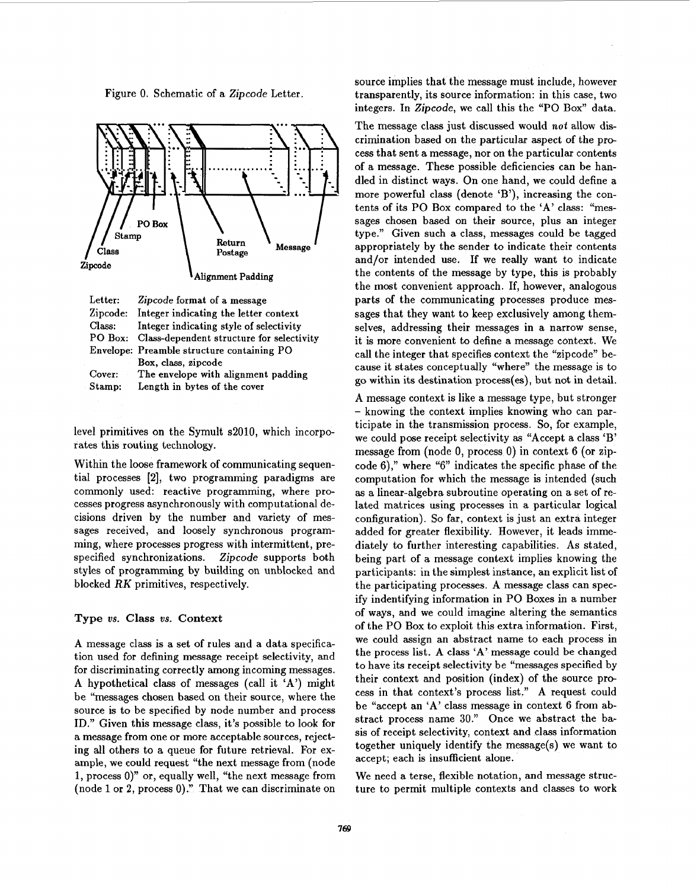Figure 0. Schematic of a *Zipcode* Letter.

PO Box
Stamp
Class
Zipcode
Return Postage
Message
Alignment Padding

| | |
|---|---|
| Letter: | *Zipcode* format of a message |
| Zipcode: | Integer indicating the letter context |
| Class: | Integer indicating style of selectivity |
| PO Box: | Class-dependent structure for selectivity |
| Envelope: | Preamble structure containing PO Box, class, zipcode |
| Cover: | The envelope with alignment padding |
| Stamp: | Length in bytes of the cover |

level primitives on the Symult s2010, which incorporates this routing technology.

Within the loose framework of communicating sequential processes [2], two programming paradigms are commonly used: reactive programming, where processes progress asynchronously with computational decisions driven by the number and variety of messages received, and loosely synchronous programming, where processes progress with intermittent, prespecified synchronizations. *Zipcode* supports both styles of programming by building on unblocked and blocked *RK* primitives, respectively.

### Type *vs.* Class *vs.* Context

A message class is a set of rules and a data specification used for defining message receipt selectivity, and for discriminating correctly among incoming messages. A hypothetical class of messages (call it 'A') might be "messages chosen based on their source, where the source is to be specified by node number and process ID." Given this message class, it's possible to look for a message from one or more acceptable sources, rejecting all others to a queue for future retrieval. For example, we could request "the next message from (node 1, process 0)" or, equally well, "the next message from (node 1 or 2, process 0)." That we can discriminate on source implies that the message must include, however transparently, its source information: in this case, two integers. In *Zipcode*, we call this the "PO Box" data.

The message class just discussed would *not* allow discrimination based on the particular aspect of the process that sent a message, nor on the particular contents of a message. These possible deficiencies can be handled in distinct ways. On one hand, we could define a more powerful class (denote 'B'), increasing the contents of its PO Box compared to the 'A' class: "messages chosen based on their source, plus an integer type." Given such a class, messages could be tagged appropriately by the sender to indicate their contents and/or intended use. If we really want to indicate the contents of the message by type, this is probably the most convenient approach. If, however, analogous parts of the communicating processes produce messages that they want to keep exclusively among themselves, addressing their messages in a narrow sense, it is more convenient to define a message context. We call the integer that specifies context the "zipcode" because it states conceptually "where" the message is to go within its destination process(es), but not in detail.

A message context is like a message type, but stronger – knowing the context implies knowing who can participate in the transmission process. So, for example, we could pose receipt selectivity as "Accept a class 'B' message from (node 0, process 0) in context 6 (or zipcode 6)," where "6" indicates the specific phase of the computation for which the message is intended (such as a linear-algebra subroutine operating on a set of related matrices using processes in a particular logical configuration). So far, context is just an extra integer added for greater flexibility. However, it leads immediately to further interesting capabilities. As stated, being part of a message context implies knowing the participants: in the simplest instance, an explicit list of the participating processes. A message class can specify indentifying information in PO Boxes in a number of ways, and we could imagine altering the semantics of the PO Box to exploit this extra information. First, we could assign an abstract name to each process in the process list. A class 'A' message could be changed to have its receipt selectivity be "messages specified by their context and position (index) of the source process in that context's process list." A request could be "accept an 'A' class message in context 6 from abstract process name 30." Once we abstract the basis of receipt selectivity, context and class information together uniquely identify the message(s) we want to accept; each is insufficient alone.

We need a terse, flexible notation, and message structure to permit multiple contexts and classes to work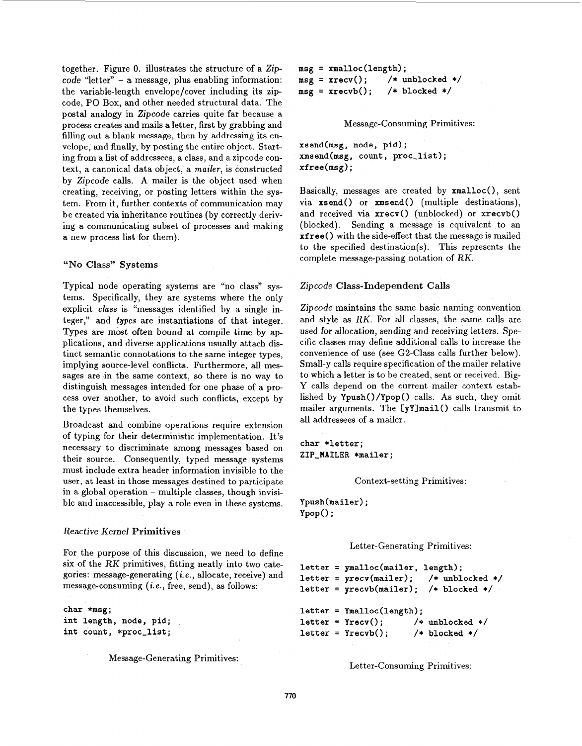together. Figure 0. illustrates the structure of a *Zipcode* "letter" – a message, plus enabling information: the variable-length envelope/cover including its zipcode, PO Box, and other needed structural data. The postal analogy in *Zipcode* carries quite far because a process creates and mails a letter, first by grabbing and filling out a blank message, then by addressing its envelope, and finally, by posting the entire object. Starting from a list of addressees, a class, and a zipcode context, a canonical data object, a *mailer*, is constructed by *Zipcode* calls. A mailer is the object used when creating, receiving, or posting letters within the system. From it, further contexts of communication may be created via inheritance routines (by correctly deriving a communicating subset of processes and making a new process list for them).

### "No Class" Systems

Typical node operating systems are "no class" systems. Specifically, they are systems where the only explicit *class* is "messages identified by a single integer," and *types* are instantiations of that integer. Types are most often bound at compile time by applications, and diverse applications usually attach distinct semantic connotations to the same integer types, implying source-level conflicts. Furthermore, all messages are in the same context, so there is no way to distinguish messages intended for one phase of a process over another, to avoid such conflicts, except by the types themselves.

Broadcast and combine operations require extension of typing for their deterministic implementation. It's necessary to discriminate among messages based on their source. Consequently, typed message systems must include extra header information invisible to the user, at least in those messages destined to participate in a global operation – multiple classes, though invisible and inaccessible, play a role even in these systems.

### *Reactive Kernel* Primitives

For the purpose of this discussion, we need to define six of the *RK* primitives, fitting neatly into two categories: message-generating (*i.e.*, allocate, receive) and message-consuming (*i.e.*, free, send), as follows:

```
char *msg;
int length, node, pid;
int count, *proc_list;
```

Message-Generating Primitives:

```
msg = xmalloc(length);
msg = xrecv();      /* unblocked */
msg = xrecvb();     /* blocked */
```

Message-Consuming Primitives:

```
xsend(msg, node, pid);
xmsend(msg, count, proc_list);
xfree(msg);
```

Basically, messages are created by `xmalloc()`, sent via `xsend()` or `xmsend()` (multiple destinations), and received via `xrecv()` (unblocked) or `xrecvb()` (blocked). Sending a message is equivalent to an `xfree()` with the side-effect that the message is mailed to the specified destination(s). This represents the complete message-passing notation of *RK*.

### *Zipcode* Class-Independent Calls

*Zipcode* maintains the same basic naming convention and style as *RK*. For all classes, the same calls are used for allocation, sending and receiving letters. Specific classes may define additional calls to increase the convenience of use (see G2-Class calls further below). Small-y calls require specification of the mailer relative to which a letter is to be created, sent or received. Big-Y calls depend on the current mailer context established by `Ypush()`/`Ypop()` calls. As such, they omit mailer arguments. The `[yY]mail()` calls transmit to all addressees of a mailer.

```
char *letter;
ZIP_MAILER *mailer;
```

Context-setting Primitives:

```
Ypush(mailer);
Ypop();
```

Letter-Generating Primitives:

```
letter = ymalloc(mailer, length);
letter = yrecv(mailer);     /* unblocked */
letter = yrecvb(mailer);    /* blocked */

letter = Ymalloc(length);
letter = Yrecv();           /* unblocked */
letter = Yrecvb();          /* blocked */
```

Letter-Consuming Primitives: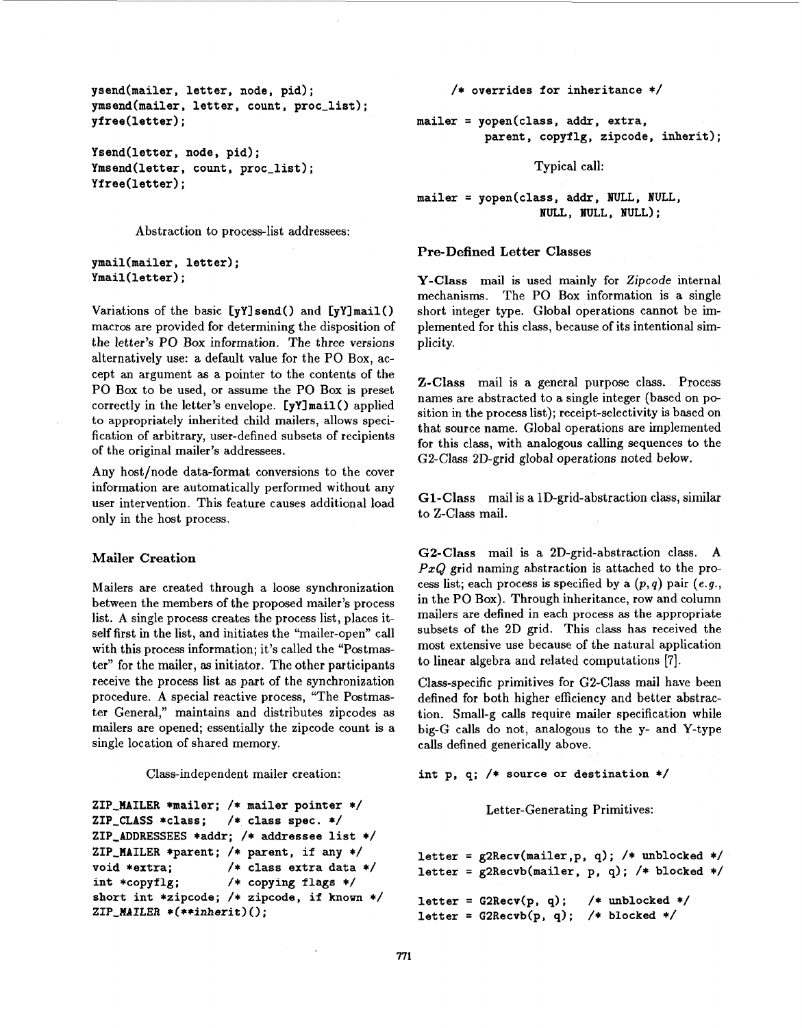```
ysend(mailer, letter, node, pid);
ymsend(mailer, letter, count, proc_list);
yfree(letter);

Ysend(letter, node, pid);
Ymsend(letter, count, proc_list);
Yfree(letter);
```

Abstraction to process-list addressees:

```
ymail(mailer, letter);
Ymail(letter);
```

Variations of the basic `[yY]send()` and `[yY]mail()` macros are provided for determining the disposition of the letter's PO Box information. The three versions alternatively use: a default value for the PO Box, accept an argument as a pointer to the contents of the PO Box to be used, or assume the PO Box is preset correctly in the letter's envelope. `[yY]mail()` applied to appropriately inherited child mailers, allows specification of arbitrary, user-defined subsets of recipients of the original mailer's addressees.

Any host/node data-format conversions to the cover information are automatically performed without any user intervention. This feature causes additional load only in the host process.

### Mailer Creation

Mailers are created through a loose synchronization between the members of the proposed mailer's process list. A single process creates the process list, places itself first in the list, and initiates the "mailer-open" call with this process information; it's called the "Postmaster" for the mailer, as initiator. The other participants receive the process list as part of the synchronization procedure. A special reactive process, "The Postmaster General," maintains and distributes zipcodes as mailers are opened; essentially the zipcode count is a single location of shared memory.

Class-independent mailer creation:

```
ZIP_MAILER *mailer; /* mailer pointer */
ZIP_CLASS *class;   /* class spec. */
ZIP_ADDRESSEES *addr; /* addressee list */
ZIP_MAILER *parent; /* parent, if any */
void *extra;        /* class extra data */
int *copyflg;       /* copying flags */
short int *zipcode; /* zipcode, if known */
ZIP_MAILER *(**inherit)();
                    /* overrides for inheritance */

mailer = yopen(class, addr, extra,
         parent, copyflg, zipcode, inherit);
```

Typical call:

```
mailer = yopen(class, addr, NULL, NULL,
               NULL, NULL, NULL);
```

### Pre-Defined Letter Classes

**Y-Class** mail is used mainly for *Zipcode* internal mechanisms. The PO Box information is a single short integer type. Global operations cannot be implemented for this class, because of its intentional simplicity.

**Z-Class** mail is a general purpose class. Process names are abstracted to a single integer (based on position in the process list); receipt-selectivity is based on that source name. Global operations are implemented for this class, with analogous calling sequences to the G2-Class 2D-grid global operations noted below.

**G1-Class** mail is a 1D-grid-abstraction class, similar to Z-Class mail.

**G2-Class** mail is a 2D-grid-abstraction class. A $PxQ$ grid naming abstraction is attached to the process list; each process is specified by a $(p, q)$ pair (*e.g.*, in the PO Box). Through inheritance, row and column mailers are defined in each process as the appropriate subsets of the 2D grid. This class has received the most extensive use because of the natural application to linear algebra and related computations [7].

Class-specific primitives for G2-Class mail have been defined for both higher efficiency and better abstraction. Small-g calls require mailer specification while big-G calls do not, analogous to the y- and Y-type calls defined generically above.

```
int p, q; /* source or destination */
```

Letter-Generating Primitives:

```
letter = g2Recv(mailer,p, q); /* unblocked */
letter = g2Recvb(mailer, p, q); /* blocked */

letter = G2Recv(p, q);    /* unblocked */
letter = G2Recvb(p, q);   /* blocked */
```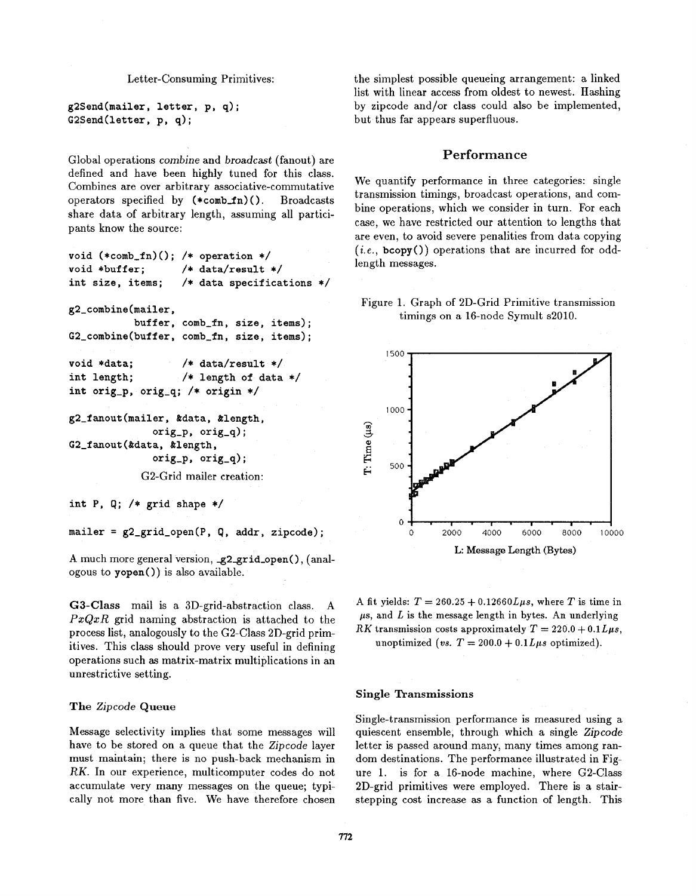Letter-Consuming Primitives:

```
g2Send(mailer, letter, p, q);
G2Send(letter, p, q);
```

Global operations *combine* and *broadcast* (fanout) are defined and have been highly tuned for this class. Combines are over arbitrary associative-commutative operators specified by (*comb_fn)(). Broadcasts share data of arbitrary length, assuming all participants know the source:

```
void (*comb_fn)(); /* operation */
void *buffer;      /* data/result */
int size, items;   /* data specifications */

g2_combine(mailer,
           buffer, comb_fn, size, items);
G2_combine(buffer, comb_fn, size, items);

void *data;        /* data/result */
int length;        /* length of data */
int orig_p, orig_q; /* origin */

g2_fanout(mailer, &data, &length,
              orig_p, orig_q);
G2_fanout(&data, &length,
              orig_p, orig_q);
```

G2-Grid mailer creation:

```
int P, Q; /* grid shape */

mailer = g2_grid_open(P, Q, addr, zipcode);
```

A much more general version, _g2_grid_open(), (analogous to yopen()) is also available.

**G3-Class** mail is a 3D-grid-abstraction class. A $PxQxR$ grid naming abstraction is attached to the process list, analogously to the G2-Class 2D-grid primitives. This class should prove very useful in defining operations such as matrix-matrix multiplications in an unrestrictive setting.

### The *Zipcode* Queue

Message selectivity implies that some messages will have to be stored on a queue that the *Zipcode* layer must maintain; there is no push-back mechanism in *RK*. In our experience, multicomputer codes do not accumulate very many messages on the queue; typically not more than five. We have therefore chosen the simplest possible queueing arrangement: a linked list with linear access from oldest to newest. Hashing by zipcode and/or class could also be implemented, but thus far appears superfluous.

## Performance

We quantify performance in three categories: single transmission timings, broadcast operations, and combine operations, which we consider in turn. For each case, we have restricted our attention to lengths that are even, to avoid severe penalities from data copying (*i.e.*, bcopy()) operations that are incurred for odd-length messages.

Figure 1. Graph of 2D-Grid Primitive transmission timings on a 16-node Symult s2010.

A fit yields: $T = 260.25 + 0.12660L\mu s$, where $T$ is time in $\mu s$, and $L$ is the message length in bytes. An underlying *RK* transmission costs approximately $T = 220.0 + 0.1L\mu s$, unoptimized (*vs.* $T = 200.0 + 0.1L\mu s$ optimized).

### Single Transmissions

Single-transmission performance is measured using a quiescent ensemble, through which a single *Zipcode* letter is passed around many, many times among random destinations. The performance illustrated in Figure 1. is for a 16-node machine, where G2-Class 2D-grid primitives were employed. There is a stair-stepping cost increase as a function of length. This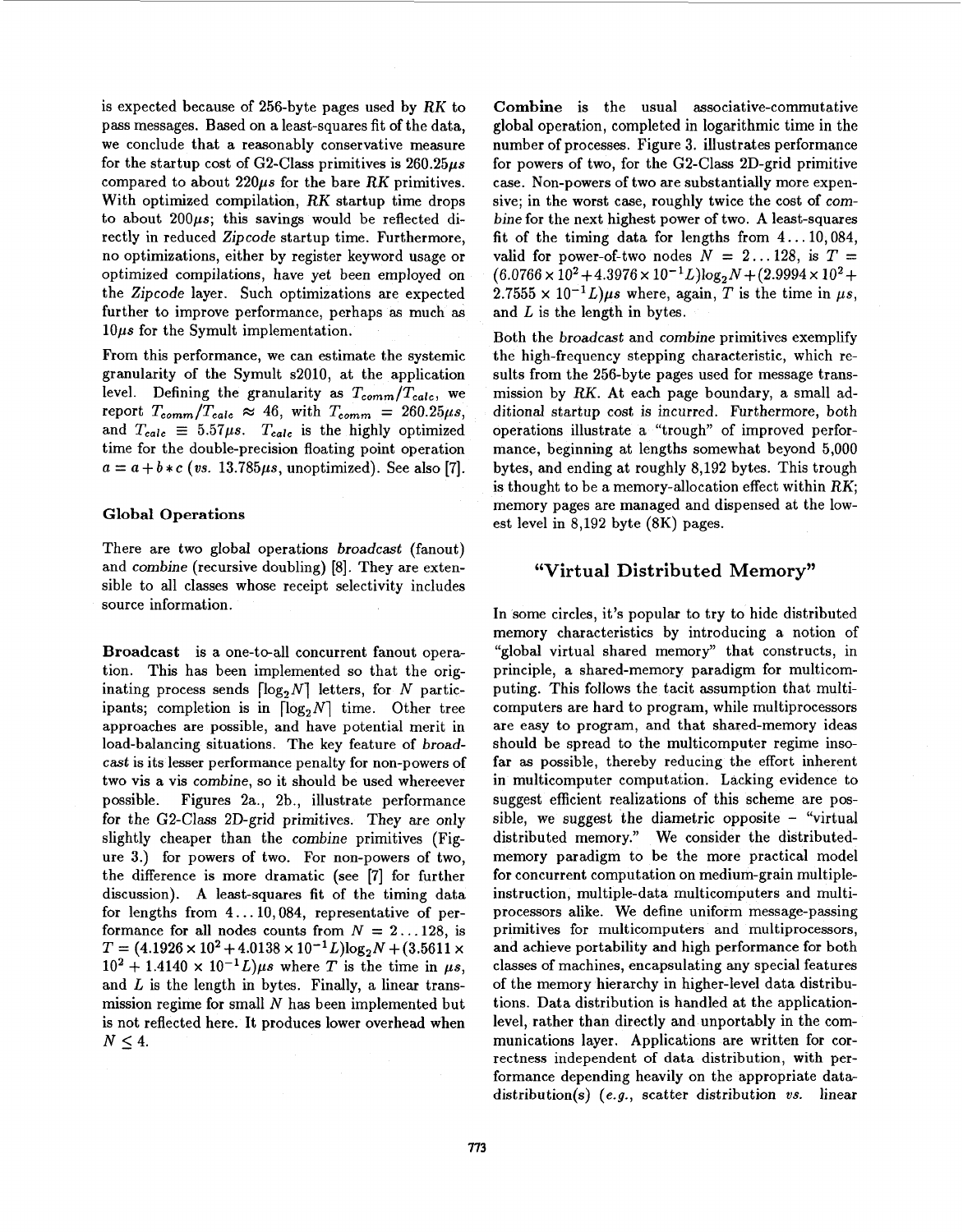is expected because of 256-byte pages used by *RK* to pass messages. Based on a least-squares fit of the data, we conclude that a reasonably conservative measure for the startup cost of G2-Class primitives is $260.25\mu s$ compared to about $220\mu s$ for the bare *RK* primitives. With optimized compilation, *RK* startup time drops to about $200\mu s$; this savings would be reflected directly in reduced *Zipcode* startup time. Furthermore, no optimizations, either by register keyword usage or optimized compilations, have yet been employed on the *Zipcode* layer. Such optimizations are expected further to improve performance, perhaps as much as $10\mu s$ for the Symult implementation.

From this performance, we can estimate the systemic granularity of the Symult s2010, at the application level. Defining the granularity as $T_{comm}/T_{calc}$, we report $T_{comm}/T_{calc} \approx 46$, with $T_{comm} = 260.25\mu s$, and $T_{calc} \equiv 5.57\mu s$. $T_{calc}$ is the highly optimized time for the double-precision floating point operation $a = a + b * c$ (*vs.* $13.785\mu s$, unoptimized). See also [7].

### Global Operations

There are two global operations *broadcast* (fanout) and *combine* (recursive doubling) [8]. They are extensible to all classes whose receipt selectivity includes source information.

**Broadcast** is a one-to-all concurrent fanout operation. This has been implemented so that the originating process sends $\lceil \log_2 N \rceil$ letters, for $N$ participants; completion is in $\lceil \log_2 N \rceil$ time. Other tree approaches are possible, and have potential merit in load-balancing situations. The key feature of *broadcast* is its lesser performance penalty for non-powers of two vis a vis *combine*, so it should be used whereever possible. Figures 2a., 2b., illustrate performance for the G2-Class 2D-grid primitives. They are only slightly cheaper than the *combine* primitives (Figure 3.) for powers of two. For non-powers of two, the difference is more dramatic (see [7] for further discussion). A least-squares fit of the timing data for lengths from $4 \ldots 10,084$, representative of performance for all nodes counts from $N = 2 \ldots 128$, is $T = (4.1926 \times 10^2 + 4.0138 \times 10^{-1} L)\log_2 N + (3.5611 \times 10^2 + 1.4140 \times 10^{-1} L)\mu s$ where $T$ is the time in $\mu s$, and $L$ is the length in bytes. Finally, a linear transmission regime for small $N$ has been implemented but is not reflected here. It produces lower overhead when $N \leq 4$.

**Combine** is the usual associative-commutative global operation, completed in logarithmic time in the number of processes. Figure 3. illustrates performance for powers of two, for the G2-Class 2D-grid primitive case. Non-powers of two are substantially more expensive; in the worst case, roughly twice the cost of *combine* for the next highest power of two. A least-squares fit of the timing data for lengths from $4 \ldots 10,084$, valid for power-of-two nodes $N = 2 \ldots 128$, is $T = (6.0766 \times 10^2 + 4.3976 \times 10^{-1} L)\log_2 N + (2.9994 \times 10^2 + 2.7555 \times 10^{-1} L)\mu s$ where, again, $T$ is the time in $\mu s$, and $L$ is the length in bytes.

Both the *broadcast* and *combine* primitives exemplify the high-frequency stepping characteristic, which results from the 256-byte pages used for message transmission by *RK*. At each page boundary, a small additional startup cost is incurred. Furthermore, both operations illustrate a "trough" of improved performance, beginning at lengths somewhat beyond 5,000 bytes, and ending at roughly 8,192 bytes. This trough is thought to be a memory-allocation effect within *RK*; memory pages are managed and dispensed at the lowest level in 8,192 byte (8K) pages.

## "Virtual Distributed Memory"

In some circles, it's popular to try to hide distributed memory characteristics by introducing a notion of "global virtual shared memory" that constructs, in principle, a shared-memory paradigm for multicomputing. This follows the tacit assumption that multicomputers are hard to program, while multiprocessors are easy to program, and that shared-memory ideas should be spread to the multicomputer regime insofar as possible, thereby reducing the effort inherent in multicomputer computation. Lacking evidence to suggest efficient realizations of this scheme are possible, we suggest the diametric opposite – "virtual distributed memory." We consider the distributed-memory paradigm to be the more practical model for concurrent computation on medium-grain multiple-instruction, multiple-data multicomputers and multiprocessors alike. We define uniform message-passing primitives for multicomputers and multiprocessors, and achieve portability and high performance for both classes of machines, encapsulating any special features of the memory hierarchy in higher-level data distributions. Data distribution is handled at the application-level, rather than directly and unportably in the communications layer. Applications are written for correctness independent of data distribution, with performance depending heavily on the appropriate data-distribution(s) (*e.g.*, scatter distribution *vs.* linear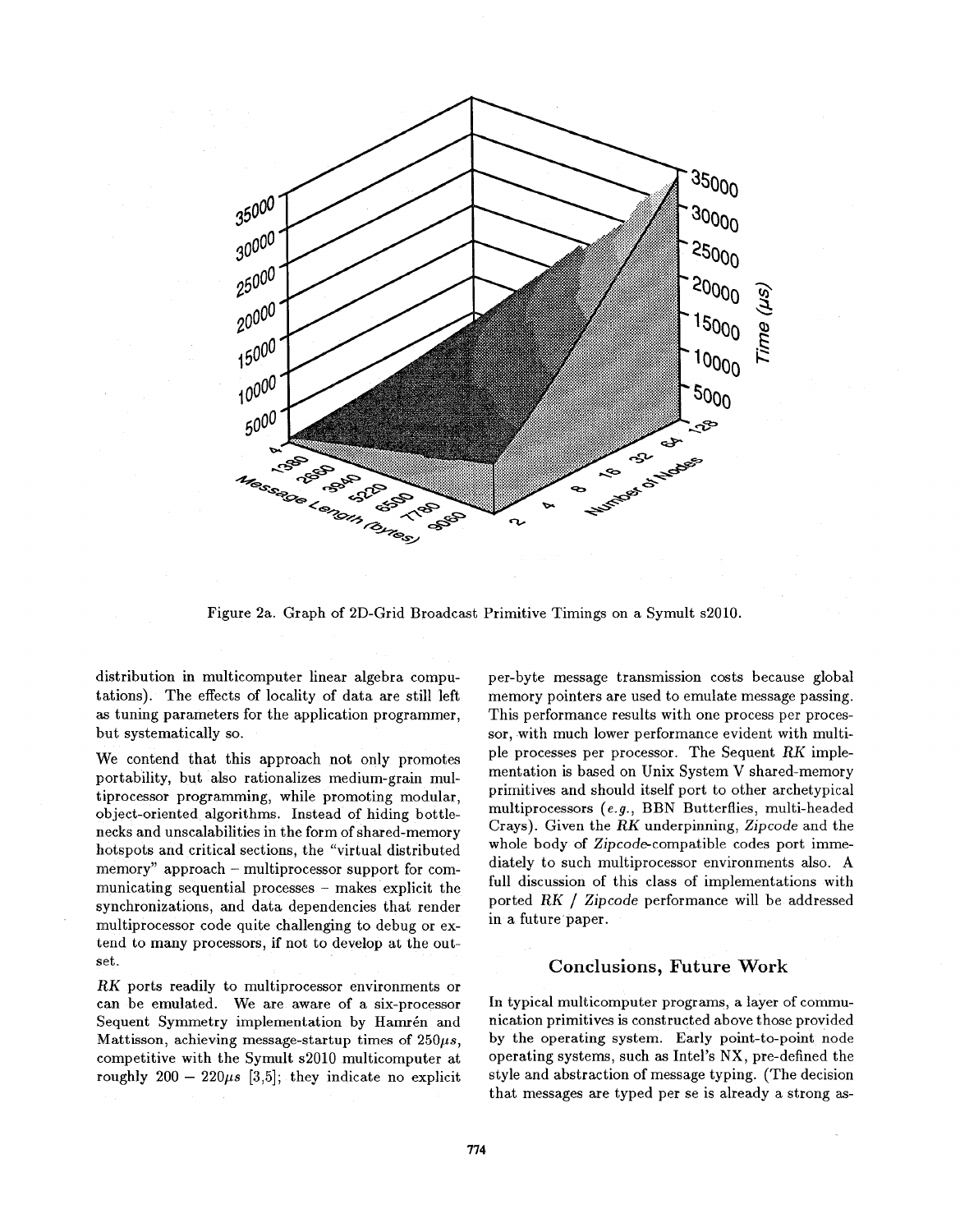Figure 2a. Graph of 2D-Grid Broadcast Primitive Timings on a Symult s2010.

distribution in multicomputer linear algebra computations). The effects of locality of data are still left as tuning parameters for the application programmer, but systematically so.

We contend that this approach not only promotes portability, but also rationalizes medium-grain multiprocessor programming, while promoting modular, object-oriented algorithms. Instead of hiding bottlenecks and unscalabilities in the form of shared-memory hotspots and critical sections, the "virtual distributed memory" approach – multiprocessor support for communicating sequential processes – makes explicit the synchronizations, and data dependencies that render multiprocessor code quite challenging to debug or extend to many processors, if not to develop at the outset.

*RK* ports readily to multiprocessor environments or can be emulated. We are aware of a six-processor Sequent Symmetry implementation by Hamrén and Mattisson, achieving message-startup times of $250\mu s$, competitive with the Symult s2010 multicomputer at roughly $200 - 220\mu s$ [3,5]; they indicate no explicit per-byte message transmission costs because global memory pointers are used to emulate message passing. This performance results with one process per processor, with much lower performance evident with multiple processes per processor. The Sequent *RK* implementation is based on Unix System V shared-memory primitives and should itself port to other archetypical multiprocessors (*e.g.*, BBN Butterflies, multi-headed Crays). Given the *RK* underpinning, *Zipcode* and the whole body of *Zipcode*-compatible codes port immediately to such multiprocessor environments also. A full discussion of this class of implementations with ported *RK* / *Zipcode* performance will be addressed in a future paper.

## Conclusions, Future Work

In typical multicomputer programs, a layer of communication primitives is constructed above those provided by the operating system. Early point-to-point node operating systems, such as Intel's NX, pre-defined the style and abstraction of message typing. (The decision that messages are typed per se is already a strong as-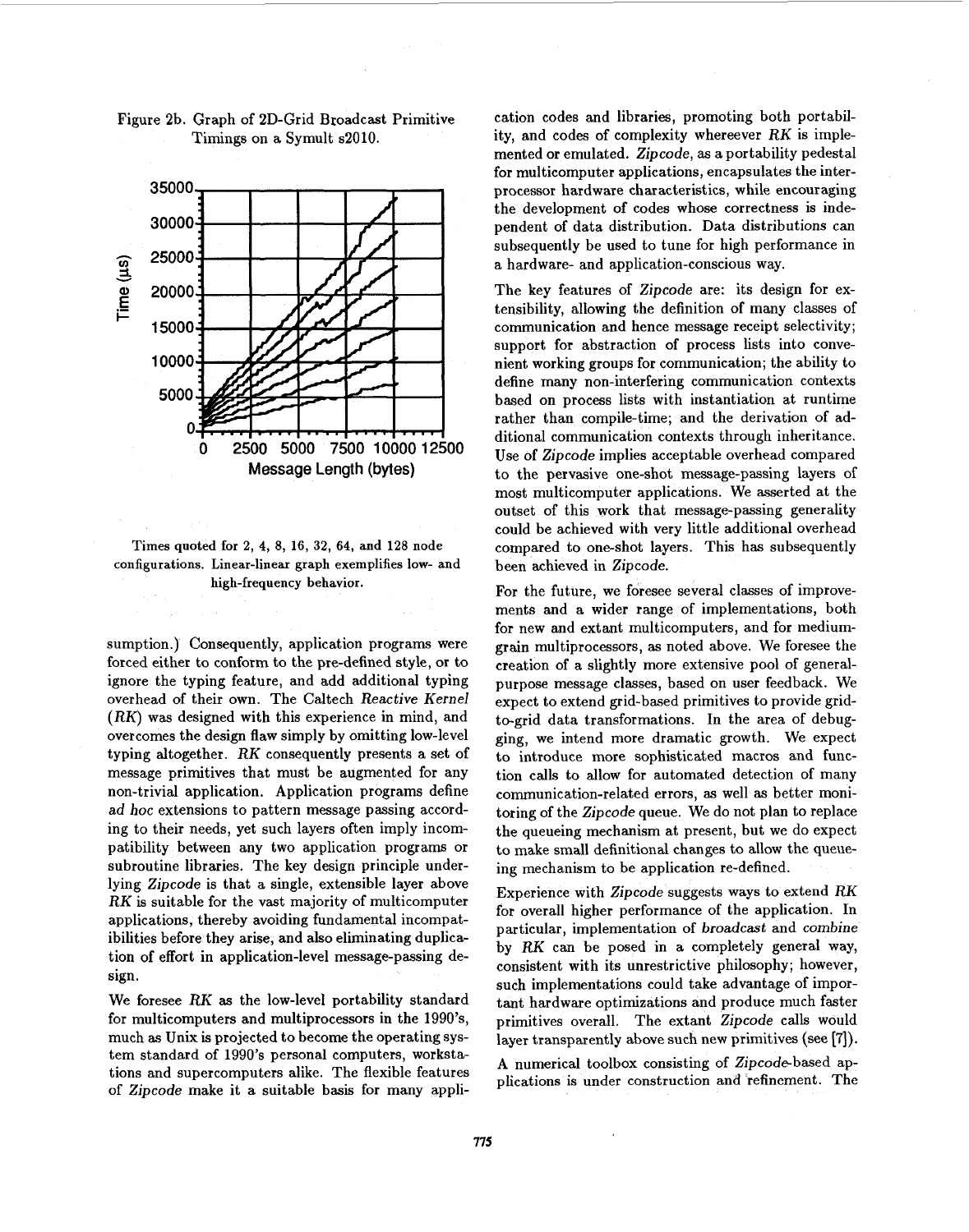Figure 2b. Graph of 2D-Grid Broadcast Primitive Timings on a Symult s2010.

Times quoted for 2, 4, 8, 16, 32, 64, and 128 node configurations. Linear-linear graph exemplifies low- and high-frequency behavior.

sumption.) Consequently, application programs were forced either to conform to the pre-defined style, or to ignore the typing feature, and add additional typing overhead of their own. The Caltech *Reactive Kernel* (*RK*) was designed with this experience in mind, and overcomes the design flaw simply by omitting low-level typing altogether. *RK* consequently presents a set of message primitives that must be augmented for any non-trivial application. Application programs define *ad hoc* extensions to pattern message passing according to their needs, yet such layers often imply incompatibility between any two application programs or subroutine libraries. The key design principle underlying *Zipcode* is that a single, extensible layer above *RK* is suitable for the vast majority of multicomputer applications, thereby avoiding fundamental incompatibilities before they arise, and also eliminating duplication of effort in application-level message-passing design.

We foresee *RK* as the low-level portability standard for multicomputers and multiprocessors in the 1990's, much as Unix is projected to become the operating system standard of 1990's personal computers, workstations and supercomputers alike. The flexible features of *Zipcode* make it a suitable basis for many application codes and libraries, promoting both portability, and codes of complexity whereever *RK* is implemented or emulated. *Zipcode*, as a portability pedestal for multicomputer applications, encapsulates the interprocessor hardware characteristics, while encouraging the development of codes whose correctness is independent of data distribution. Data distributions can subsequently be used to tune for high performance in a hardware- and application-conscious way.

The key features of *Zipcode* are: its design for extensibility, allowing the definition of many classes of communication and hence message receipt selectivity; support for abstraction of process lists into convenient working groups for communication; the ability to define many non-interfering communication contexts based on process lists with instantiation at runtime rather than compile-time; and the derivation of additional communication contexts through inheritance. Use of *Zipcode* implies acceptable overhead compared to the pervasive one-shot message-passing layers of most multicomputer applications. We asserted at the outset of this work that message-passing generality could be achieved with very little additional overhead compared to one-shot layers. This has subsequently been achieved in *Zipcode*.

For the future, we foresee several classes of improvements and a wider range of implementations, both for new and extant multicomputers, and for medium-grain multiprocessors, as noted above. We foresee the creation of a slightly more extensive pool of general-purpose message classes, based on user feedback. We expect to extend grid-based primitives to provide grid-to-grid data transformations. In the area of debugging, we intend more dramatic growth. We expect to introduce more sophisticated macros and function calls to allow for automated detection of many communication-related errors, as well as better monitoring of the *Zipcode* queue. We do not plan to replace the queueing mechanism at present, but we do expect to make small definitional changes to allow the queueing mechanism to be application re-defined.

Experience with *Zipcode* suggests ways to extend *RK* for overall higher performance of the application. In particular, implementation of *broadcast* and *combine* by *RK* can be posed in a completely general way, consistent with its unrestrictive philosophy; however, such implementations could take advantage of important hardware optimizations and produce much faster primitives overall. The extant *Zipcode* calls would layer transparently above such new primitives (see [7]).

A numerical toolbox consisting of *Zipcode*-based applications is under construction and refinement. The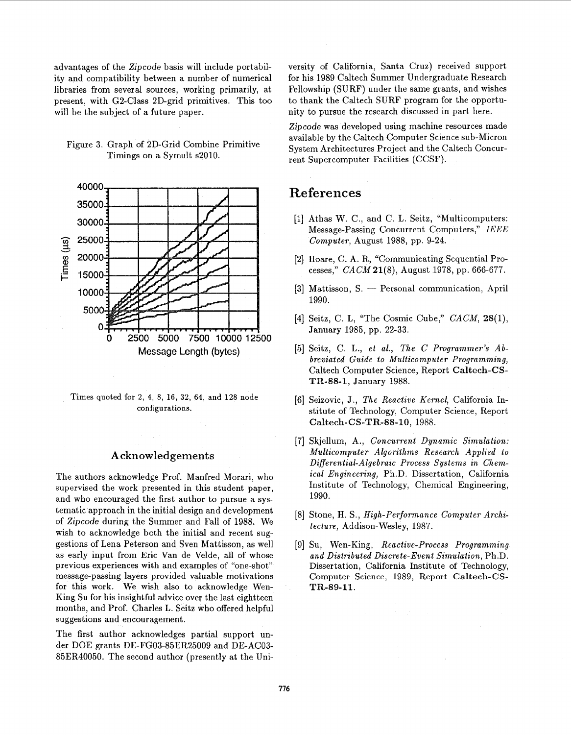advantages of the *Zipcode* basis will include portability and compatibility between a number of numerical libraries from several sources, working primarily, at present, with G2-Class 2D-grid primitives. This too will be the subject of a future paper.

Figure 3. Graph of 2D-Grid Combine Primitive Timings on a Symult s2010.

Times (µs)
40000
35000
30000
25000
20000
15000
10000
5000
0
0 2500 5000 7500 10000 12500
Message Length (bytes)

Times quoted for 2, 4, 8, 16, 32, 64, and 128 node configurations.

## Acknowledgements

The authors acknowledge Prof. Manfred Morari, who supervised the work presented in this student paper, and who encouraged the first author to pursue a systematic approach in the initial design and development of *Zipcode* during the Summer and Fall of 1988. We wish to acknowledge both the initial and recent suggestions of Lena Peterson and Sven Mattisson, as well as early input from Eric Van de Velde, all of whose previous experiences with and examples of "one-shot" message-passing layers provided valuable motivations for this work. We wish also to acknowledge Wen-King Su for his insightful advice over the last eighteen months, and Prof. Charles L. Seitz who offered helpful suggestions and encouragement.

The first author acknowledges partial support under DOE grants DE-FG03-85ER25009 and DE-AC03-85ER40050. The second author (presently at the University of California, Santa Cruz) received support for his 1989 Caltech Summer Undergraduate Research Fellowship (SURF) under the same grants, and wishes to thank the Caltech SURF program for the opportunity to pursue the research discussed in part here.

*Zipcode* was developed using machine resources made available by the Caltech Computer Science sub-Micron System Architectures Project and the Caltech Concurrent Supercomputer Facilities (CCSF).

# References

[1] Athas W. C., and C. L. Seitz, "Multicomputers: Message-Passing Concurrent Computers," *IEEE Computer*, August 1988, pp. 9-24.

[2] Hoare, C. A. R, "Communicating Sequential Processes," *CACM* **21**(8), August 1978, pp. 666-677.

[3] Mattisson, S. — Personal communication, April 1990.

[4] Seitz, C. L, "The Cosmic Cube," *CACM*, **28**(1), January 1985, pp. 22-33.

[5] Seitz, C. L., *et al.*, *The C Programmer's Abbreviated Guide to Multicomputer Programming*, Caltech Computer Science, Report **Caltech-CS-TR-88-1**, January 1988.

[6] Seizovic, J., *The Reactive Kernel*, California Institute of Technology, Computer Science, Report **Caltech-CS-TR-88-10**, 1988.

[7] Skjellum, A., *Concurrent Dynamic Simulation: Multicomputer Algorithms Research Applied to Differential-Algebraic Process Systems in Chemical Engineering*, Ph.D. Dissertation, California Institute of Technology, Chemical Engineering, 1990.

[8] Stone, H. S., *High-Performance Computer Architecture*, Addison-Wesley, 1987.

[9] Su, Wen-King, *Reactive-Process Programming and Distributed Discrete-Event Simulation*, Ph.D. Dissertation, California Institute of Technology, Computer Science, 1989, Report **Caltech-CS-TR-89-11**.